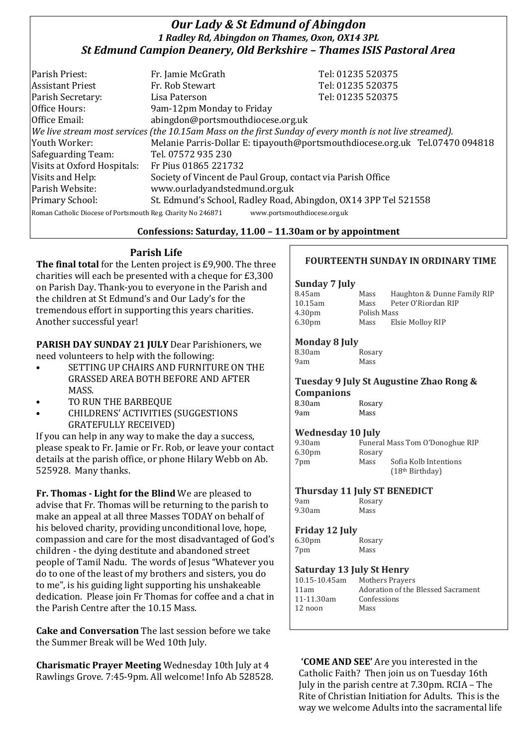# *Our Lady & St Edmund of Abingdon*

### *1 Radley Rd, Abingdon on Thames, Oxon, OX14 3PL*

### *St Edmund Campion Deanery, Old Berkshire – Thames ISIS Pastoral Area*

| | | |
|---|---|---|
| Parish Priest: | Fr. Jamie McGrath | Tel: 01235 520375 |
| Assistant Priest | Fr. Rob Stewart | Tel: 01235 520375 |
| Parish Secretary: | Lisa Paterson | Tel: 01235 520375 |
| Office Hours: | 9am-12pm Monday to Friday | |
| Office Email: | abingdon@portsmouthdiocese.org.uk | |

*We live stream most services (the 10.15am Mass on the first Sunday of every month is not live streamed).*

| | |
|---|---|
| Youth Worker: | Melanie Parris-Dollar E: tipayouth@portsmouthdiocese.org.uk Tel.07470 094818 |
| Safeguarding Team: | Tel. 07572 935 230 |
| Visits at Oxford Hospitals: | Fr Pius 01865 221732 |
| Visits and Help: | Society of Vincent de Paul Group, contact via Parish Office |
| Parish Website: | www.ourladyandstedmund.org.uk |
| Primary School: | St. Edmund's School, Radley Road, Abingdon, OX14 3PP Tel 521558 |

Roman Catholic Diocese of Portsmouth Reg. Charity No 246871 www.portsmouthdiocese.org.uk

**Confessions: Saturday, 11.00 – 11.30am or by appointment**

## Parish Life

**The final total** for the Lenten project is £9,900. The three charities will each be presented with a cheque for £3,300 on Parish Day. Thank-you to everyone in the Parish and the children at St Edmund's and Our Lady's for the tremendous effort in supporting this years charities. Another successful year!

**PARISH DAY SUNDAY 21 JULY** Dear Parishioners, we need volunteers to help with the following:

- SETTING UP CHAIRS AND FURNITURE ON THE GRASSED AREA BOTH BEFORE AND AFTER MASS.
- TO RUN THE BARBEQUE
- CHILDRENS' ACTIVITIES (SUGGESTIONS GRATEFULLY RECEIVED)

If you can help in any way to make the day a success, please speak to Fr. Jamie or Fr. Rob, or leave your contact details at the parish office, or phone Hilary Webb on Ab. 525928. Many thanks.

**Fr. Thomas - Light for the Blind** We are pleased to advise that Fr. Thomas will be returning to the parish to make an appeal at all three Masses TODAY on behalf of his beloved charity, providing unconditional love, hope, compassion and care for the most disadvantaged of God's children - the dying destitute and abandoned street people of Tamil Nadu. The words of Jesus "Whatever you do to one of the least of my brothers and sisters, you do to me", is his guiding light supporting his unshakeable dedication. Please join Fr Thomas for coffee and a chat in the Parish Centre after the 10.15 Mass.

**Cake and Conversation** The last session before we take the Summer Break will be Wed 10th July.

**Charismatic Prayer Meeting** Wednesday 10th July at 4 Rawlings Grove. 7:45-9pm. All welcome! Info Ab 528528.

## FOURTEENTH SUNDAY IN ORDINARY TIME

**Sunday 7 July**

| | | |
|---|---|---|
| 8.45am | Mass | Haughton & Dunne Family RIP |
| 10.15am | Mass | Peter O'Riordan RIP |
| 4.30pm | Polish Mass | |
| 6.30pm | Mass | Elsie Molloy RIP |

**Monday 8 July**

| | |
|---|---|
| 8.30am | Rosary |
| 9am | Mass |

**Tuesday 9 July St Augustine Zhao Rong & Companions**

| | |
|---|---|
| 8.30am | Rosary |
| 9am | Mass |

**Wednesday 10 July**

| | | |
|---|---|---|
| 9.30am | Funeral Mass Tom O'Donoghue RIP | |
| 6.30pm | Rosary | |
| 7pm | Mass | Sofia Kolb Intentions (18th Birthday) |

**Thursday 11 July ST BENEDICT**

| | |
|---|---|
| 9am | Rosary |
| 9.30am | Mass |

**Friday 12 July**

| | |
|---|---|
| 6.30pm | Rosary |
| 7pm | Mass |

**Saturday 13 July St Henry**

| | |
|---|---|
| 10.15-10.45am | Mothers Prayers |
| 11am | Adoration of the Blessed Sacrament |
| 11-11.30am | Confessions |
| 12 noon | Mass |

**'COME AND SEE'** Are you interested in the Catholic Faith? Then join us on Tuesday 16th July in the parish centre at 7.30pm. RCIA – The Rite of Christian Initiation for Adults. This is the way we welcome Adults into the sacramental life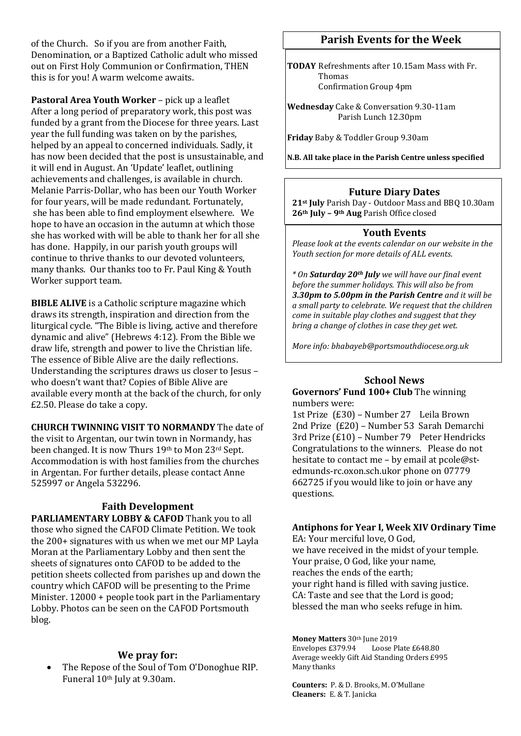of the Church. So if you are from another Faith, Denomination, or a Baptized Catholic adult who missed out on First Holy Communion or Confirmation, THEN this is for you! A warm welcome awaits.

**Pastoral Area Youth Worker** – pick up a leaflet
After a long period of preparatory work, this post was funded by a grant from the Diocese for three years. Last year the full funding was taken on by the parishes, helped by an appeal to concerned individuals. Sadly, it has now been decided that the post is unsustainable, and it will end in August. An 'Update' leaflet, outlining achievements and challenges, is available in church. Melanie Parris-Dollar, who has been our Youth Worker for four years, will be made redundant. Fortunately, she has been able to find employment elsewhere. We hope to have an occasion in the autumn at which those she has worked with will be able to thank her for all she has done. Happily, in our parish youth groups will continue to thrive thanks to our devoted volunteers, many thanks. Our thanks too to Fr. Paul King & Youth Worker support team.

**BIBLE ALIVE** is a Catholic scripture magazine which draws its strength, inspiration and direction from the liturgical cycle. "The Bible is living, active and therefore dynamic and alive" (Hebrews 4:12). From the Bible we draw life, strength and power to live the Christian life. The essence of Bible Alive are the daily reflections. Understanding the scriptures draws us closer to Jesus – who doesn't want that? Copies of Bible Alive are available every month at the back of the church, for only £2.50. Please do take a copy.

**CHURCH TWINNING VISIT TO NORMANDY** The date of the visit to Argentan, our twin town in Normandy, has been changed. It is now Thurs 19th to Mon 23rd Sept. Accommodation is with host families from the churches in Argentan. For further details, please contact Anne 525997 or Angela 532296.

## Faith Development

**PARLIAMENTARY LOBBY & CAFOD** Thank you to all those who signed the CAFOD Climate Petition. We took the 200+ signatures with us when we met our MP Layla Moran at the Parliamentary Lobby and then sent the sheets of signatures onto CAFOD to be added to the petition sheets collected from parishes up and down the country which CAFOD will be presenting to the Prime Minister. 12000 + people took part in the Parliamentary Lobby. Photos can be seen on the CAFOD Portsmouth blog.

## We pray for:

- The Repose of the Soul of Tom O'Donoghue RIP. Funeral 10th July at 9.30am.

## Parish Events for the Week

**TODAY** Refreshments after 10.15am Mass with Fr. Thomas
Confirmation Group 4pm

**Wednesday** Cake & Conversation 9.30-11am
Parish Lunch 12.30pm

**Friday** Baby & Toddler Group 9.30am

**N.B. All take place in the Parish Centre unless specified**

## Future Diary Dates

**21st July** Parish Day - Outdoor Mass and BBQ 10.30am
**26th July – 9th Aug** Parish Office closed

## Youth Events

*Please look at the events calendar on our website in the Youth section for more details of ALL events.*

*\* On **Saturday 20th July** we will have our final event before the summer holidays. This will also be from **3.30pm to 5.00pm in the Parish Centre** and it will be a small party to celebrate. We request that the children come in suitable play clothes and suggest that they bring a change of clothes in case they get wet.*

*More info: bhabayeb@portsmouthdiocese.org.uk*

## School News

**Governors' Fund 100+ Club** The winning numbers were:
1st Prize (£30) – Number 27 Leila Brown
2nd Prize (£20) – Number 53 Sarah Demarchi
3rd Prize (£10) – Number 79 Peter Hendricks
Congratulations to the winners. Please do not hesitate to contact me – by email at pcole@st-edmunds-rc.oxon.sch.ukor phone on 07779 662725 if you would like to join or have any questions.

**Antiphons for Year I, Week XIV Ordinary Time**
EA: Your merciful love, O God,
we have received in the midst of your temple.
Your praise, O God, like your name,
reaches the ends of the earth;
your right hand is filled with saving justice.
CA: Taste and see that the Lord is good;
blessed the man who seeks refuge in him.

**Money Matters** 30th June 2019
Envelopes £379.94 Loose Plate £648.80
Average weekly Gift Aid Standing Orders £995
Many thanks

**Counters:** P. & D. Brooks, M. O'Mullane
**Cleaners:** E. & T. Janicka